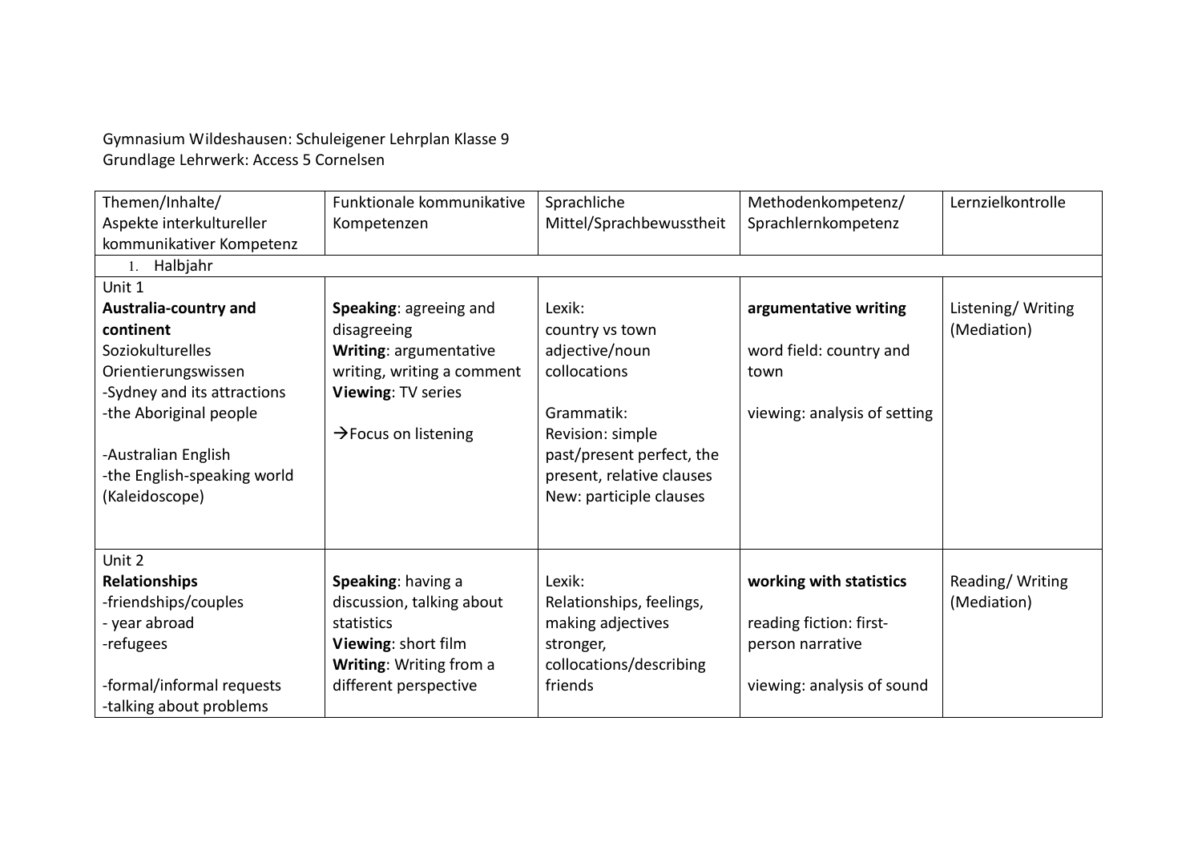Gymnasium Wildeshausen: Schuleigener Lehrplan Klasse 9
Grundlage Lehrwerk: Access 5 Cornelsen

| Themen/Inhalte/ Aspekte interkultureller kommunikativer Kompetenz | Funktionale kommunikative Kompetenzen | Sprachliche Mittel/Sprachbewusstheit | Methodenkompetenz/ Sprachlernkompetenz | Lernzielkontrolle |
|---|---|---|---|---|
| 1. Halbjahr | | | | |
| Unit 1<br>**Australia-country and continent**<br>Soziokulturelles Orientierungswissen<br>-Sydney and its attractions<br>-the Aboriginal people<br><br>-Australian English<br>-the English-speaking world (Kaleidoscope) | **Speaking**: agreeing and disagreeing<br>**Writing**: argumentative writing, writing a comment<br>**Viewing**: TV series<br><br>→Focus on listening | Lexik:<br>country vs town<br>adjective/noun collocations<br><br>Grammatik:<br>Revision: simple past/present perfect, the present, relative clauses<br>New: participle clauses | **argumentative writing**<br><br>word field: country and town<br><br>viewing: analysis of setting | Listening/ Writing (Mediation) |
| Unit 2<br>**Relationships**<br>-friendships/couples<br>- year abroad<br>-refugees<br><br>-formal/informal requests<br>-talking about problems | **Speaking**: having a discussion, talking about statistics<br>**Viewing**: short film<br>**Writing**: Writing from a different perspective | Lexik:<br>Relationships, feelings, making adjectives stronger, collocations/describing friends | **working with statistics**<br><br>reading fiction: first-person narrative<br><br>viewing: analysis of sound | Reading/ Writing (Mediation) |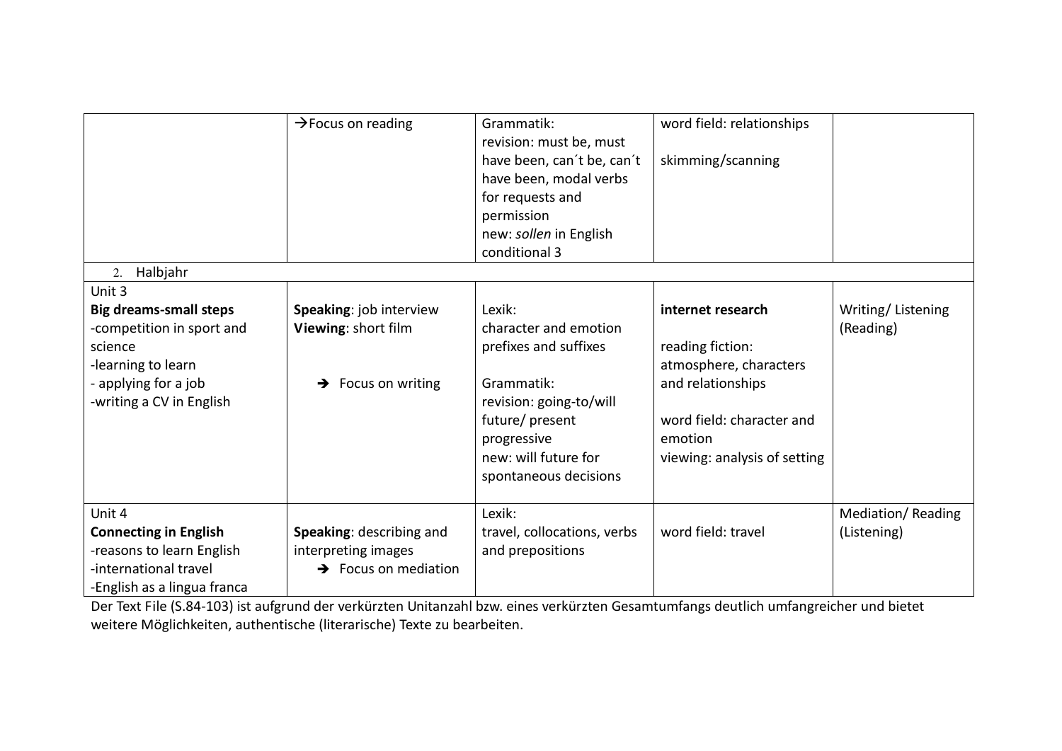| | | | | |
|---|---|---|---|---|
| | →Focus on reading | Grammatik:<br>revision: must be, must have been, can´t be, can´t have been, modal verbs for requests and permission<br>new: *sollen* in English<br>conditional 3 | word field: relationships<br><br>skimming/scanning | |
| 2. Halbjahr | | | | |
| Unit 3<br>**Big dreams-small steps**<br>-competition in sport and science<br>-learning to learn<br>- applying for a job<br>-writing a CV in English | **Speaking**: job interview<br>**Viewing**: short film<br><br>→ Focus on writing | Lexik:<br>character and emotion<br>prefixes and suffixes<br><br>Grammatik:<br>revision: going-to/will future/ present progressive<br>new: will future for spontaneous decisions | **internet research**<br><br>reading fiction: atmosphere, characters and relationships<br><br>word field: character and emotion<br>viewing: analysis of setting | Writing/ Listening (Reading) |
| Unit 4<br>**Connecting in English**<br>-reasons to learn English<br>-international travel<br>-English as a lingua franca | **Speaking**: describing and interpreting images<br>→ Focus on mediation | Lexik:<br>travel, collocations, verbs and prepositions | word field: travel | Mediation/ Reading (Listening) |

Der Text File (S.84-103) ist aufgrund der verkürzten Unitanzahl bzw. eines verkürzten Gesamtumfangs deutlich umfangreicher und bietet weitere Möglichkeiten, authentische (literarische) Texte zu bearbeiten.